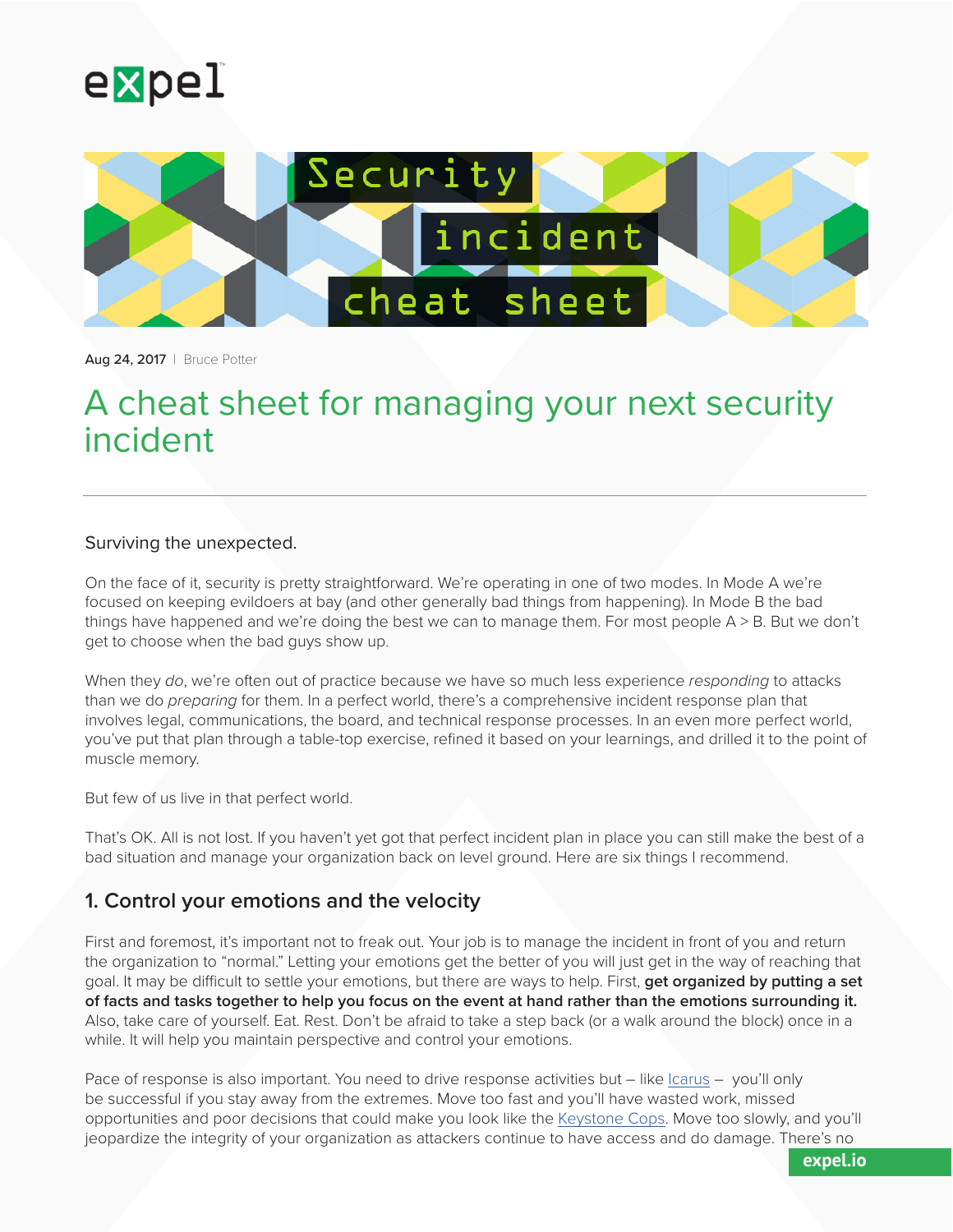Aug 24, 2017 | Bruce Potter

# A cheat sheet for managing your next security incident

Surviving the unexpected.

On the face of it, security is pretty straightforward. We're operating in one of two modes. In Mode A we're focused on keeping evildoers at bay (and other generally bad things from happening). In Mode B the bad things have happened and we're doing the best we can to manage them. For most people A > B. But we don't get to choose when the bad guys show up.

When they *do*, we're often out of practice because we have so much less experience *responding* to attacks than we do *preparing* for them. In a perfect world, there's a comprehensive incident response plan that involves legal, communications, the board, and technical response processes. In an even more perfect world, you've put that plan through a table-top exercise, refined it based on your learnings, and drilled it to the point of muscle memory.

But few of us live in that perfect world.

That's OK. All is not lost. If you haven't yet got that perfect incident plan in place you can still make the best of a bad situation and manage your organization back on level ground. Here are six things I recommend.

## 1. Control your emotions and the velocity

First and foremost, it's important not to freak out. Your job is to manage the incident in front of you and return the organization to "normal." Letting your emotions get the better of you will just get in the way of reaching that goal. It may be difficult to settle your emotions, but there are ways to help. First, **get organized by putting a set of facts and tasks together to help you focus on the event at hand rather than the emotions surrounding it.** Also, take care of yourself. Eat. Rest. Don't be afraid to take a step back (or a walk around the block) once in a while. It will help you maintain perspective and control your emotions.

Pace of response is also important. You need to drive response activities but – like Icarus – you'll only be successful if you stay away from the extremes. Move too fast and you'll have wasted work, missed opportunities and poor decisions that could make you look like the Keystone Cops. Move too slowly, and you'll jeopardize the integrity of your organization as attackers continue to have access and do damage. There's no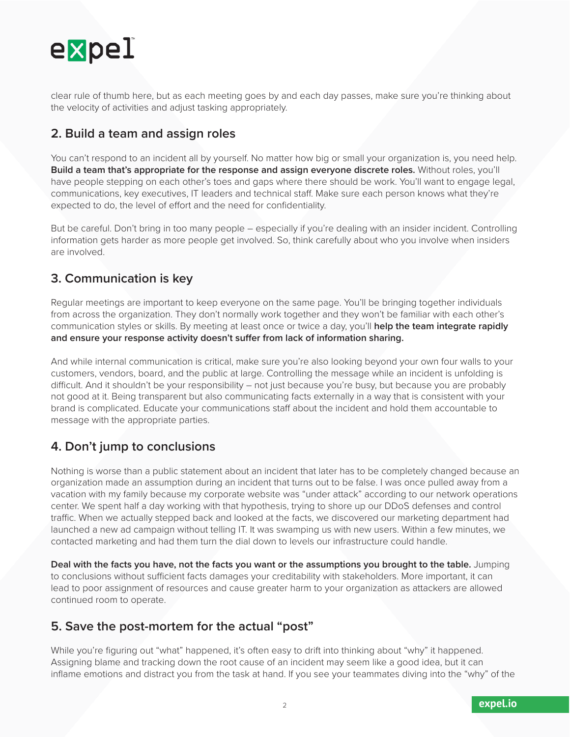clear rule of thumb here, but as each meeting goes by and each day passes, make sure you're thinking about the velocity of activities and adjust tasking appropriately.

## 2. Build a team and assign roles

You can't respond to an incident all by yourself. No matter how big or small your organization is, you need help. **Build a team that's appropriate for the response and assign everyone discrete roles.** Without roles, you'll have people stepping on each other's toes and gaps where there should be work. You'll want to engage legal, communications, key executives, IT leaders and technical staff. Make sure each person knows what they're expected to do, the level of effort and the need for confidentiality.

But be careful. Don't bring in too many people – especially if you're dealing with an insider incident. Controlling information gets harder as more people get involved. So, think carefully about who you involve when insiders are involved.

## 3. Communication is key

Regular meetings are important to keep everyone on the same page. You'll be bringing together individuals from across the organization. They don't normally work together and they won't be familiar with each other's communication styles or skills. By meeting at least once or twice a day, you'll **help the team integrate rapidly and ensure your response activity doesn't suffer from lack of information sharing.**

And while internal communication is critical, make sure you're also looking beyond your own four walls to your customers, vendors, board, and the public at large. Controlling the message while an incident is unfolding is difficult. And it shouldn't be your responsibility – not just because you're busy, but because you are probably not good at it. Being transparent but also communicating facts externally in a way that is consistent with your brand is complicated. Educate your communications staff about the incident and hold them accountable to message with the appropriate parties.

## 4. Don't jump to conclusions

Nothing is worse than a public statement about an incident that later has to be completely changed because an organization made an assumption during an incident that turns out to be false. I was once pulled away from a vacation with my family because my corporate website was "under attack" according to our network operations center. We spent half a day working with that hypothesis, trying to shore up our DDoS defenses and control traffic. When we actually stepped back and looked at the facts, we discovered our marketing department had launched a new ad campaign without telling IT. It was swamping us with new users. Within a few minutes, we contacted marketing and had them turn the dial down to levels our infrastructure could handle.

**Deal with the facts you have, not the facts you want or the assumptions you brought to the table.** Jumping to conclusions without sufficient facts damages your creditability with stakeholders. More important, it can lead to poor assignment of resources and cause greater harm to your organization as attackers are allowed continued room to operate.

## 5. Save the post-mortem for the actual "post"

While you're figuring out "what" happened, it's often easy to drift into thinking about "why" it happened. Assigning blame and tracking down the root cause of an incident may seem like a good idea, but it can inflame emotions and distract you from the task at hand. If you see your teammates diving into the "why" of the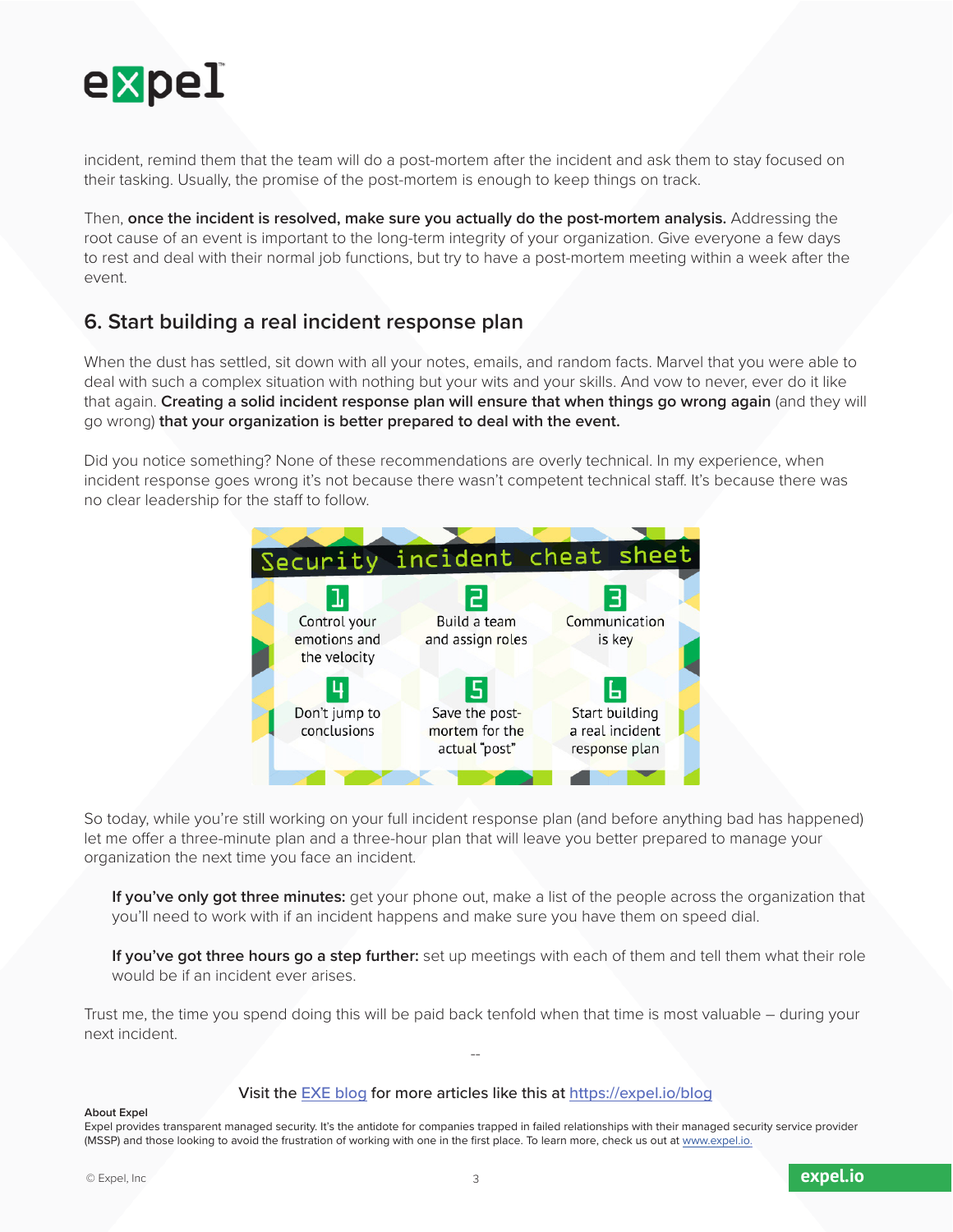incident, remind them that the team will do a post-mortem after the incident and ask them to stay focused on their tasking. Usually, the promise of the post-mortem is enough to keep things on track.

Then, **once the incident is resolved, make sure you actually do the post-mortem analysis.** Addressing the root cause of an event is important to the long-term integrity of your organization. Give everyone a few days to rest and deal with their normal job functions, but try to have a post-mortem meeting within a week after the event.

## 6. Start building a real incident response plan

When the dust has settled, sit down with all your notes, emails, and random facts. Marvel that you were able to deal with such a complex situation with nothing but your wits and your skills. And vow to never, ever do it like that again. **Creating a solid incident response plan will ensure that when things go wrong again** (and they will go wrong) **that your organization is better prepared to deal with the event.**

Did you notice something? None of these recommendations are overly technical. In my experience, when incident response goes wrong it's not because there wasn't competent technical staff. It's because there was no clear leadership for the staff to follow.

Security incident cheat sheet

1. Control your emotions and the velocity
2. Build a team and assign roles
3. Communication is key
4. Don't jump to conclusions
5. Save the post-mortem for the actual "post"
6. Start building a real incident response plan

So today, while you're still working on your full incident response plan (and before anything bad has happened) let me offer a three-minute plan and a three-hour plan that will leave you better prepared to manage your organization the next time you face an incident.

> **If you've only got three minutes:** get your phone out, make a list of the people across the organization that you'll need to work with if an incident happens and make sure you have them on speed dial.
>
> **If you've got three hours go a step further:** set up meetings with each of them and tell them what their role would be if an incident ever arises.

Trust me, the time you spend doing this will be paid back tenfold when that time is most valuable – during your next incident.

--

Visit the EXE blog for more articles like this at https://expel.io/blog

**About Expel**
Expel provides transparent managed security. It's the antidote for companies trapped in failed relationships with their managed security service provider (MSSP) and those looking to avoid the frustration of working with one in the first place. To learn more, check us out at www.expel.io.